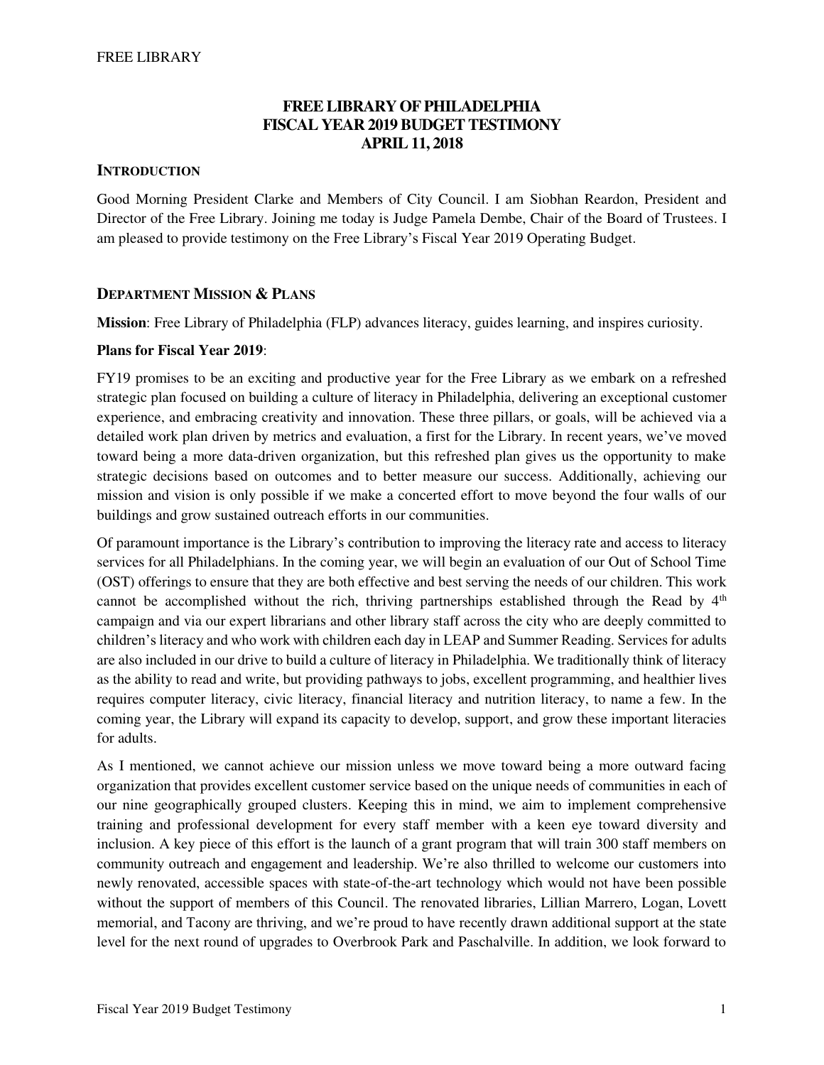# FREE LIBRARY OF PHILADELPHIA
# FISCAL YEAR 2019 BUDGET TESTIMONY
# APRIL 11, 2018

## INTRODUCTION

Good Morning President Clarke and Members of City Council. I am Siobhan Reardon, President and Director of the Free Library. Joining me today is Judge Pamela Dembe, Chair of the Board of Trustees. I am pleased to provide testimony on the Free Library's Fiscal Year 2019 Operating Budget.

## DEPARTMENT MISSION & PLANS

**Mission**: Free Library of Philadelphia (FLP) advances literacy, guides learning, and inspires curiosity.

**Plans for Fiscal Year 2019**:

FY19 promises to be an exciting and productive year for the Free Library as we embark on a refreshed strategic plan focused on building a culture of literacy in Philadelphia, delivering an exceptional customer experience, and embracing creativity and innovation. These three pillars, or goals, will be achieved via a detailed work plan driven by metrics and evaluation, a first for the Library. In recent years, we've moved toward being a more data-driven organization, but this refreshed plan gives us the opportunity to make strategic decisions based on outcomes and to better measure our success. Additionally, achieving our mission and vision is only possible if we make a concerted effort to move beyond the four walls of our buildings and grow sustained outreach efforts in our communities.

Of paramount importance is the Library's contribution to improving the literacy rate and access to literacy services for all Philadelphians. In the coming year, we will begin an evaluation of our Out of School Time (OST) offerings to ensure that they are both effective and best serving the needs of our children. This work cannot be accomplished without the rich, thriving partnerships established through the Read by 4th campaign and via our expert librarians and other library staff across the city who are deeply committed to children's literacy and who work with children each day in LEAP and Summer Reading. Services for adults are also included in our drive to build a culture of literacy in Philadelphia. We traditionally think of literacy as the ability to read and write, but providing pathways to jobs, excellent programming, and healthier lives requires computer literacy, civic literacy, financial literacy and nutrition literacy, to name a few. In the coming year, the Library will expand its capacity to develop, support, and grow these important literacies for adults.

As I mentioned, we cannot achieve our mission unless we move toward being a more outward facing organization that provides excellent customer service based on the unique needs of communities in each of our nine geographically grouped clusters. Keeping this in mind, we aim to implement comprehensive training and professional development for every staff member with a keen eye toward diversity and inclusion. A key piece of this effort is the launch of a grant program that will train 300 staff members on community outreach and engagement and leadership. We're also thrilled to welcome our customers into newly renovated, accessible spaces with state-of-the-art technology which would not have been possible without the support of members of this Council. The renovated libraries, Lillian Marrero, Logan, Lovett memorial, and Tacony are thriving, and we're proud to have recently drawn additional support at the state level for the next round of upgrades to Overbrook Park and Paschalville. In addition, we look forward to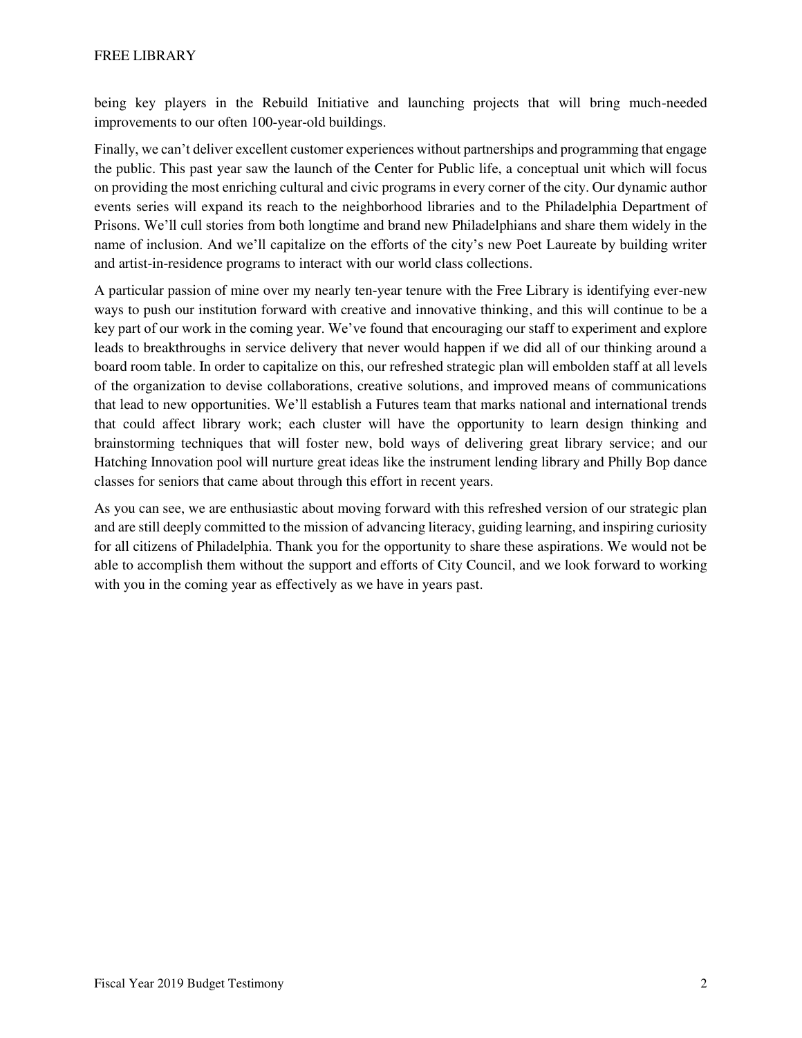being key players in the Rebuild Initiative and launching projects that will bring much-needed improvements to our often 100-year-old buildings.

Finally, we can't deliver excellent customer experiences without partnerships and programming that engage the public. This past year saw the launch of the Center for Public life, a conceptual unit which will focus on providing the most enriching cultural and civic programs in every corner of the city. Our dynamic author events series will expand its reach to the neighborhood libraries and to the Philadelphia Department of Prisons. We'll cull stories from both longtime and brand new Philadelphians and share them widely in the name of inclusion. And we'll capitalize on the efforts of the city's new Poet Laureate by building writer and artist-in-residence programs to interact with our world class collections.

A particular passion of mine over my nearly ten-year tenure with the Free Library is identifying ever-new ways to push our institution forward with creative and innovative thinking, and this will continue to be a key part of our work in the coming year. We've found that encouraging our staff to experiment and explore leads to breakthroughs in service delivery that never would happen if we did all of our thinking around a board room table. In order to capitalize on this, our refreshed strategic plan will embolden staff at all levels of the organization to devise collaborations, creative solutions, and improved means of communications that lead to new opportunities. We'll establish a Futures team that marks national and international trends that could affect library work; each cluster will have the opportunity to learn design thinking and brainstorming techniques that will foster new, bold ways of delivering great library service; and our Hatching Innovation pool will nurture great ideas like the instrument lending library and Philly Bop dance classes for seniors that came about through this effort in recent years.

As you can see, we are enthusiastic about moving forward with this refreshed version of our strategic plan and are still deeply committed to the mission of advancing literacy, guiding learning, and inspiring curiosity for all citizens of Philadelphia. Thank you for the opportunity to share these aspirations. We would not be able to accomplish them without the support and efforts of City Council, and we look forward to working with you in the coming year as effectively as we have in years past.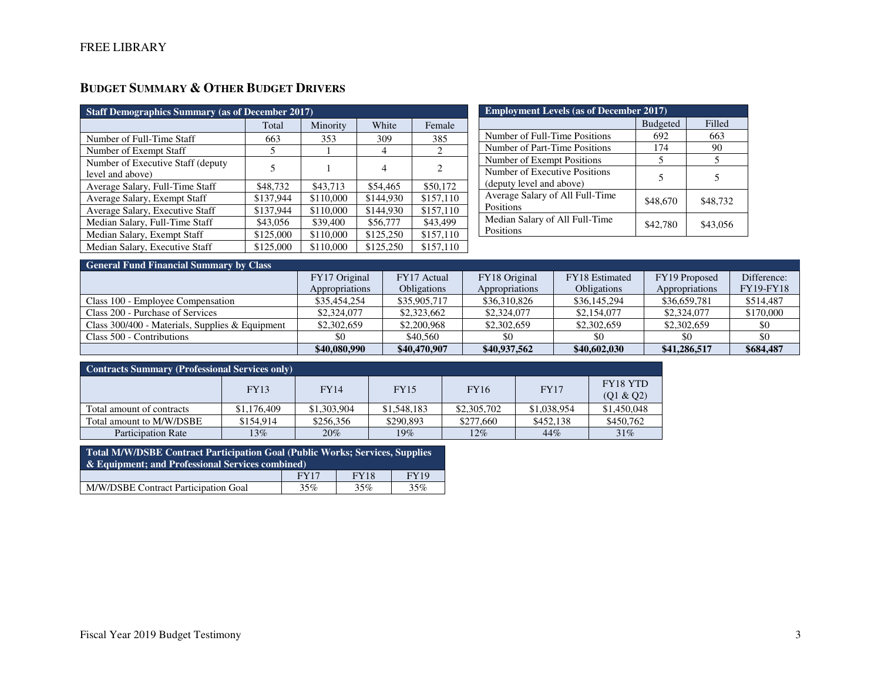FREE LIBRARY

## Budget Summary & Other Budget Drivers

| Staff Demographics Summary (as of December 2017) | | | | |
|---|---|---|---|---|
| | Total | Minority | White | Female |
| Number of Full-Time Staff | 663 | 353 | 309 | 385 |
| Number of Exempt Staff | 5 | 1 | 4 | 2 |
| Number of Executive Staff (deputy level and above) | 5 | 1 | 4 | 2 |
| Average Salary, Full-Time Staff | $48,732 | $43,713 | $54,465 | $50,172 |
| Average Salary, Exempt Staff | $137,944 | $110,000 | $144,930 | $157,110 |
| Average Salary, Executive Staff | $137,944 | $110,000 | $144,930 | $157,110 |
| Median Salary, Full-Time Staff | $43,056 | $39,400 | $56,777 | $43,499 |
| Median Salary, Exempt Staff | $125,000 | $110,000 | $125,250 | $157,110 |
| Median Salary, Executive Staff | $125,000 | $110,000 | $125,250 | $157,110 |

| Employment Levels (as of December 2017) | | |
|---|---|---|
| | Budgeted | Filled |
| Number of Full-Time Positions | 692 | 663 |
| Number of Part-Time Positions | 174 | 90 |
| Number of Exempt Positions | 5 | 5 |
| Number of Executive Positions (deputy level and above) | 5 | 5 |
| Average Salary of All Full-Time Positions | $48,670 | $48,732 |
| Median Salary of All Full-Time Positions | $42,780 | $43,056 |

| General Fund Financial Summary by Class | | | | | | |
|---|---|---|---|---|---|---|
| | FY17 Original Appropriations | FY17 Actual Obligations | FY18 Original Appropriations | FY18 Estimated Obligations | FY19 Proposed Appropriations | Difference: FY19-FY18 |
| Class 100 - Employee Compensation | $35,454,254 | $35,905,717 | $36,310,826 | $36,145,294 | $36,659,781 | $514,487 |
| Class 200 - Purchase of Services | $2,324,077 | $2,323,662 | $2,324,077 | $2,154,077 | $2,324,077 | $170,000 |
| Class 300/400 - Materials, Supplies & Equipment | $2,302,659 | $2,200,968 | $2,302,659 | $2,302,659 | $2,302,659 | $0 |
| Class 500 - Contributions | $0 | $40,560 | $0 | $0 | $0 | $0 |
| | **$40,080,990** | **$40,470,907** | **$40,937,562** | **$40,602,030** | **$41,286,517** | **$684,487** |

| Contracts Summary (Professional Services only) | | | | | | |
|---|---|---|---|---|---|---|
| | FY13 | FY14 | FY15 | FY16 | FY17 | FY18 YTD (Q1 & Q2) |
| Total amount of contracts | $1,176,409 | $1,303,904 | $1,548,183 | $2,305,702 | $1,038,954 | $1,450,048 |
| Total amount to M/W/DSBE | $154,914 | $256,356 | $290,893 | $277,660 | $452,138 | $450,762 |
| Participation Rate | 13% | 20% | 19% | 12% | 44% | 31% |

| Total M/W/DSBE Contract Participation Goal (Public Works; Services, Supplies & Equipment; and Professional Services combined) | | | |
|---|---|---|---|
| | FY17 | FY18 | FY19 |
| M/W/DSBE Contract Participation Goal | 35% | 35% | 35% |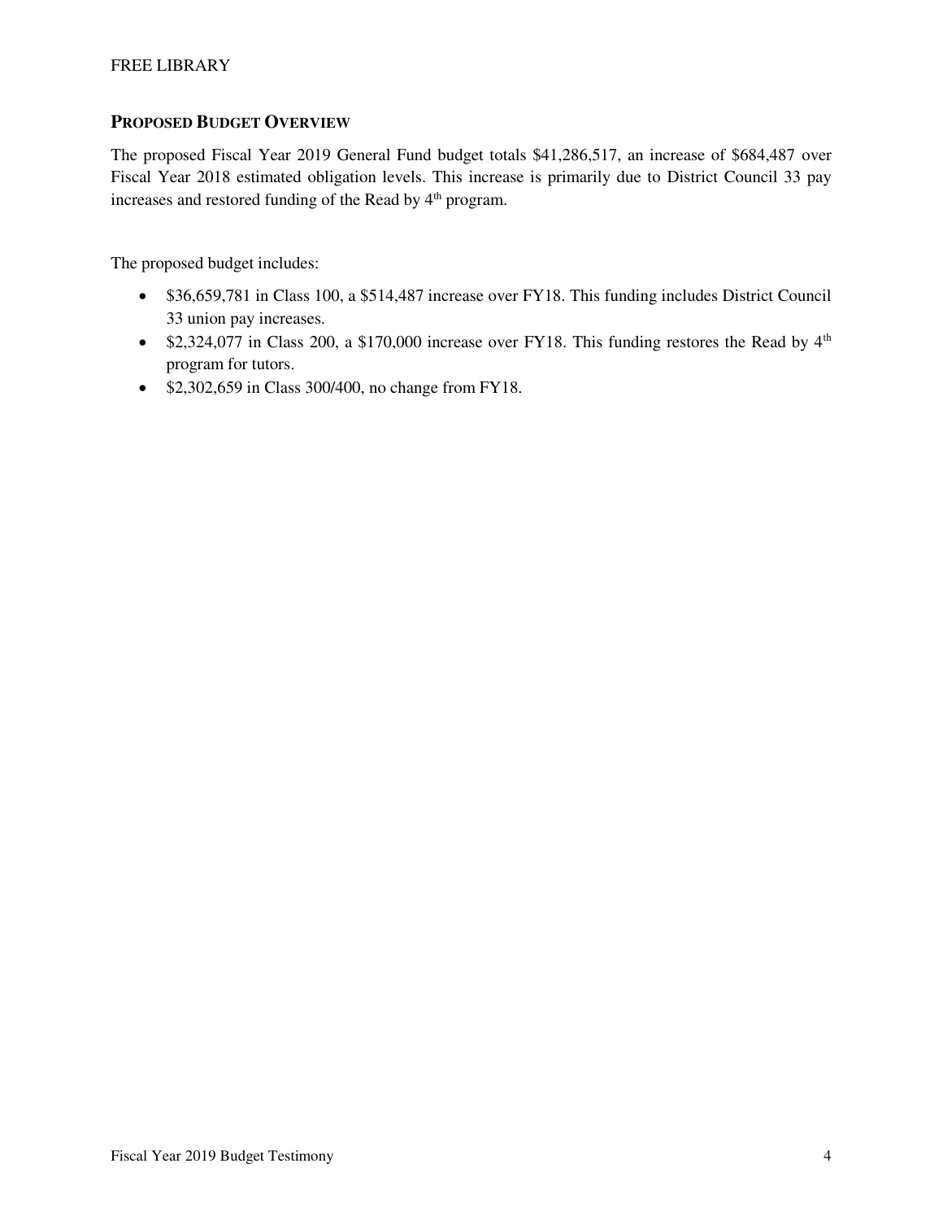## PROPOSED BUDGET OVERVIEW

The proposed Fiscal Year 2019 General Fund budget totals $41,286,517, an increase of $684,487 over Fiscal Year 2018 estimated obligation levels. This increase is primarily due to District Council 33 pay increases and restored funding of the Read by 4th program.

The proposed budget includes:

- $36,659,781 in Class 100, a $514,487 increase over FY18. This funding includes District Council 33 union pay increases.
- $2,324,077 in Class 200, a $170,000 increase over FY18. This funding restores the Read by 4th program for tutors.
- $2,302,659 in Class 300/400, no change from FY18.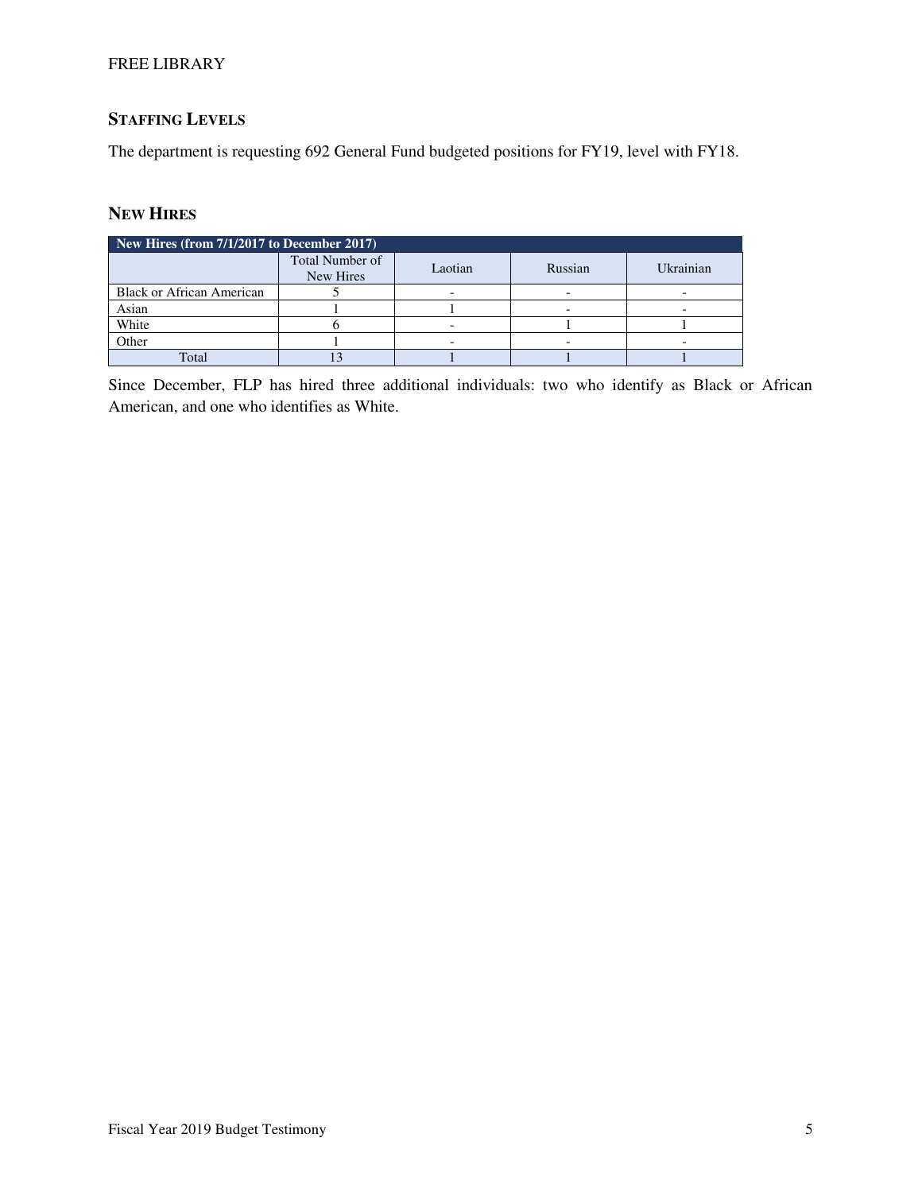## STAFFING LEVELS

The department is requesting 692 General Fund budgeted positions for FY19, level with FY18.

## NEW HIRES

| New Hires (from 7/1/2017 to December 2017) | | | | |
|---|---|---|---|---|
| | Total Number of New Hires | Laotian | Russian | Ukrainian |
| Black or African American | 5 | - | - | - |
| Asian | 1 | 1 | - | - |
| White | 6 | - | 1 | 1 |
| Other | 1 | - | - | - |
| Total | 13 | 1 | 1 | 1 |

Since December, FLP has hired three additional individuals: two who identify as Black or African American, and one who identifies as White.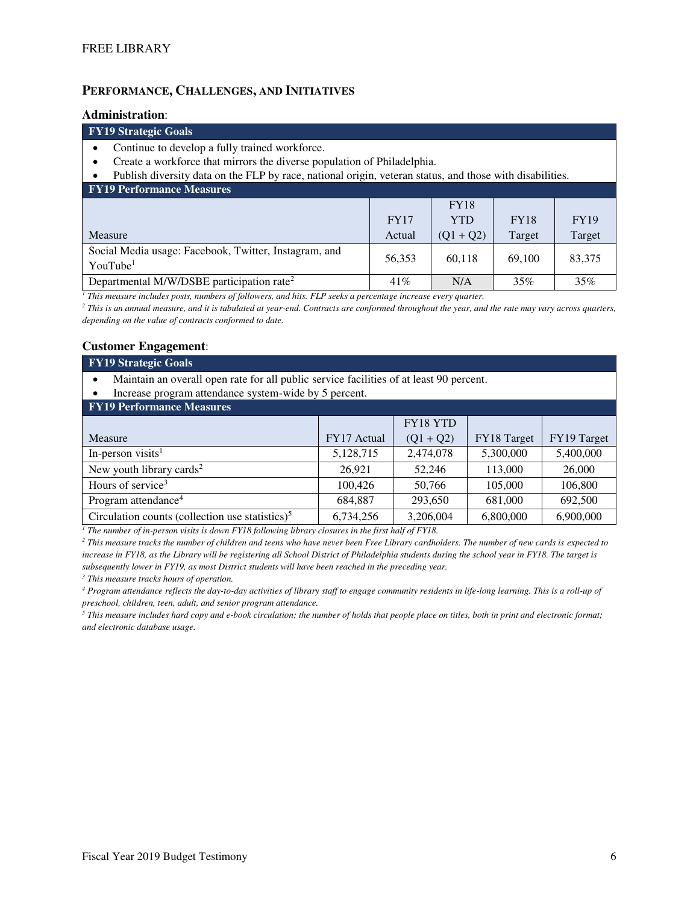## PERFORMANCE, CHALLENGES, AND INITIATIVES

### Administration:

**FY19 Strategic Goals**

- Continue to develop a fully trained workforce.
- Create a workforce that mirrors the diverse population of Philadelphia.
- Publish diversity data on the FLP by race, national origin, veteran status, and those with disabilities.

**FY19 Performance Measures**

| Measure | FY17 Actual | FY18 YTD (Q1 + Q2) | FY18 Target | FY19 Target |
|---|---|---|---|---|
| Social Media usage: Facebook, Twitter, Instagram, and YouTube[1] | 56,353 | 60,118 | 69,100 | 83,375 |
| Departmental M/W/DSBE participation rate[2] | 41% | N/A | 35% | 35% |

*[1] This measure includes posts, numbers of followers, and hits. FLP seeks a percentage increase every quarter.*

*[2] This is an annual measure, and it is tabulated at year-end. Contracts are conformed throughout the year, and the rate may vary across quarters, depending on the value of contracts conformed to date.*

### Customer Engagement:

**FY19 Strategic Goals**

- Maintain an overall open rate for all public service facilities of at least 90 percent.
- Increase program attendance system-wide by 5 percent.

**FY19 Performance Measures**

| Measure | FY17 Actual | FY18 YTD (Q1 + Q2) | FY18 Target | FY19 Target |
|---|---|---|---|---|
| In-person visits[1] | 5,128,715 | 2,474,078 | 5,300,000 | 5,400,000 |
| New youth library cards[2] | 26,921 | 52,246 | 113,000 | 26,000 |
| Hours of service[3] | 100,426 | 50,766 | 105,000 | 106,800 |
| Program attendance[4] | 684,887 | 293,650 | 681,000 | 692,500 |
| Circulation counts (collection use statistics)[5] | 6,734,256 | 3,206,004 | 6,800,000 | 6,900,000 |

*[1] The number of in-person visits is down FY18 following library closures in the first half of FY18.*

*[2] This measure tracks the number of children and teens who have never been Free Library cardholders. The number of new cards is expected to increase in FY18, as the Library will be registering all School District of Philadelphia students during the school year in FY18. The target is subsequently lower in FY19, as most District students will have been reached in the preceding year.*

*[3] This measure tracks hours of operation.*

*[4] Program attendance reflects the day-to-day activities of library staff to engage community residents in life-long learning. This is a roll-up of preschool, children, teen, adult, and senior program attendance.*

*[5] This measure includes hard copy and e-book circulation; the number of holds that people place on titles, both in print and electronic format; and electronic database usage.*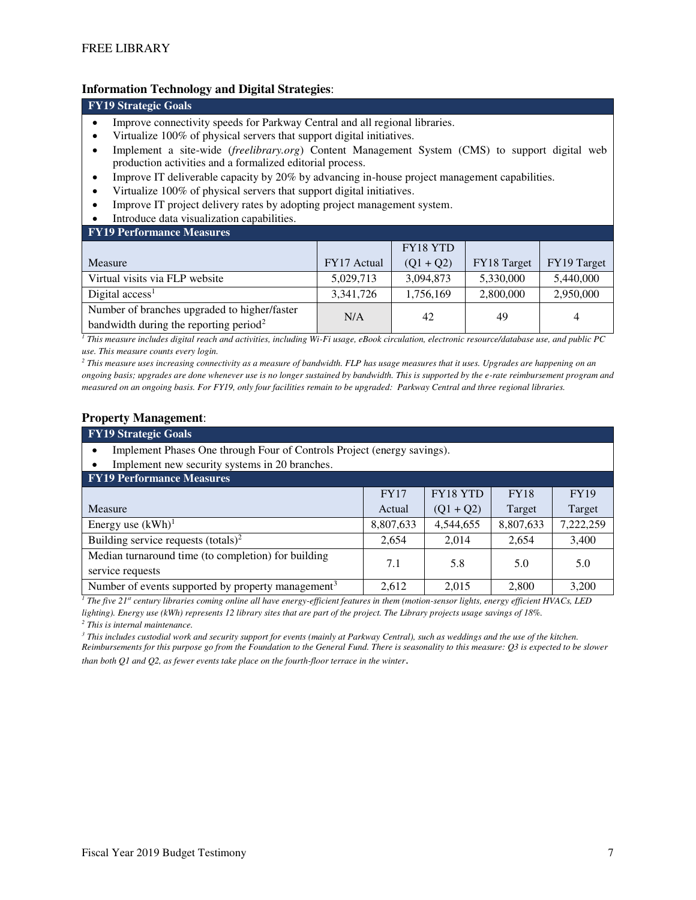**Information Technology and Digital Strategies**:

**FY19 Strategic Goals**

- Improve connectivity speeds for Parkway Central and all regional libraries.
- Virtualize 100% of physical servers that support digital initiatives.
- Implement a site-wide (*freelibrary.org*) Content Management System (CMS) to support digital web production activities and a formalized editorial process.
- Improve IT deliverable capacity by 20% by advancing in-house project management capabilities.
- Virtualize 100% of physical servers that support digital initiatives.
- Improve IT project delivery rates by adopting project management system.
- Introduce data visualization capabilities.

**FY19 Performance Measures**

| Measure | FY17 Actual | FY18 YTD (Q1 + Q2) | FY18 Target | FY19 Target |
|---|---|---|---|---|
| Virtual visits via FLP website | 5,029,713 | 3,094,873 | 5,330,000 | 5,440,000 |
| Digital access[1] | 3,341,726 | 1,756,169 | 2,800,000 | 2,950,000 |
| Number of branches upgraded to higher/faster bandwidth during the reporting period[2] | N/A | 42 | 49 | 4 |

*[1] This measure includes digital reach and activities, including Wi-Fi usage, eBook circulation, electronic resource/database use, and public PC use. This measure counts every login.*

*[2] This measure uses increasing connectivity as a measure of bandwidth. FLP has usage measures that it uses. Upgrades are happening on an ongoing basis; upgrades are done whenever use is no longer sustained by bandwidth. This is supported by the e-rate reimbursement program and measured on an ongoing basis. For FY19, only four facilities remain to be upgraded: Parkway Central and three regional libraries.*

**Property Management**:

**FY19 Strategic Goals**

- Implement Phases One through Four of Controls Project (energy savings).
- Implement new security systems in 20 branches.

**FY19 Performance Measures**

| Measure | FY17 Actual | FY18 YTD (Q1 + Q2) | FY18 Target | FY19 Target |
|---|---|---|---|---|
| Energy use (kWh)[1] | 8,807,633 | 4,544,655 | 8,807,633 | 7,222,259 |
| Building service requests (totals)[2] | 2,654 | 2,014 | 2,654 | 3,400 |
| Median turnaround time (to completion) for building service requests | 7.1 | 5.8 | 5.0 | 5.0 |
| Number of events supported by property management[3] | 2,612 | 2,015 | 2,800 | 3,200 |

*[1] The five 21st century libraries coming online all have energy-efficient features in them (motion-sensor lights, energy efficient HVACs, LED lighting). Energy use (kWh) represents 12 library sites that are part of the project. The Library projects usage savings of 18%.*

*[2] This is internal maintenance.*

*[3] This includes custodial work and security support for events (mainly at Parkway Central), such as weddings and the use of the kitchen. Reimbursements for this purpose go from the Foundation to the General Fund. There is seasonality to this measure: Q3 is expected to be slower than both Q1 and Q2, as fewer events take place on the fourth-floor terrace in the winter.*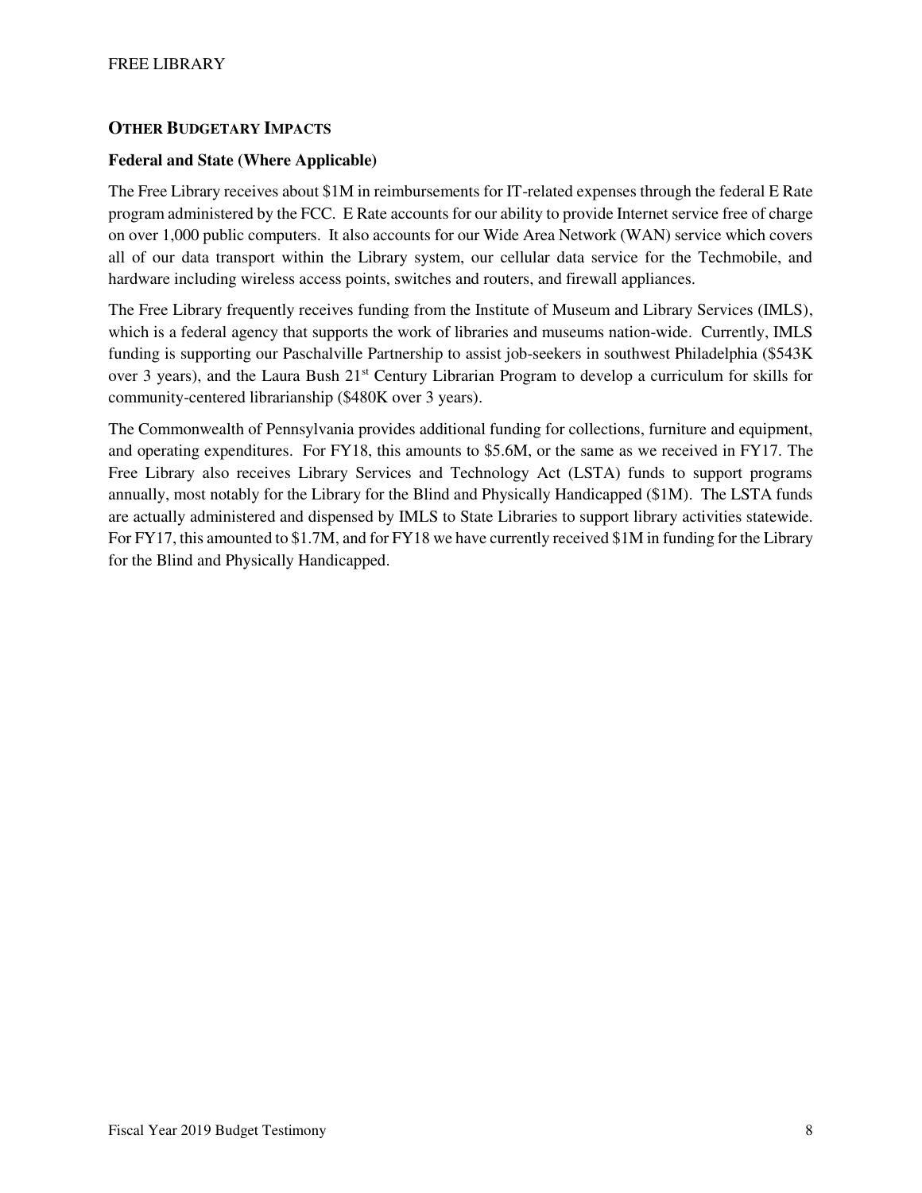## OTHER BUDGETARY IMPACTS

### Federal and State (Where Applicable)

The Free Library receives about $1M in reimbursements for IT-related expenses through the federal E Rate program administered by the FCC. E Rate accounts for our ability to provide Internet service free of charge on over 1,000 public computers. It also accounts for our Wide Area Network (WAN) service which covers all of our data transport within the Library system, our cellular data service for the Techmobile, and hardware including wireless access points, switches and routers, and firewall appliances.

The Free Library frequently receives funding from the Institute of Museum and Library Services (IMLS), which is a federal agency that supports the work of libraries and museums nation-wide. Currently, IMLS funding is supporting our Paschalville Partnership to assist job-seekers in southwest Philadelphia ($543K over 3 years), and the Laura Bush 21st Century Librarian Program to develop a curriculum for skills for community-centered librarianship ($480K over 3 years).

The Commonwealth of Pennsylvania provides additional funding for collections, furniture and equipment, and operating expenditures. For FY18, this amounts to $5.6M, or the same as we received in FY17. The Free Library also receives Library Services and Technology Act (LSTA) funds to support programs annually, most notably for the Library for the Blind and Physically Handicapped ($1M). The LSTA funds are actually administered and dispensed by IMLS to State Libraries to support library activities statewide. For FY17, this amounted to $1.7M, and for FY18 we have currently received $1M in funding for the Library for the Blind and Physically Handicapped.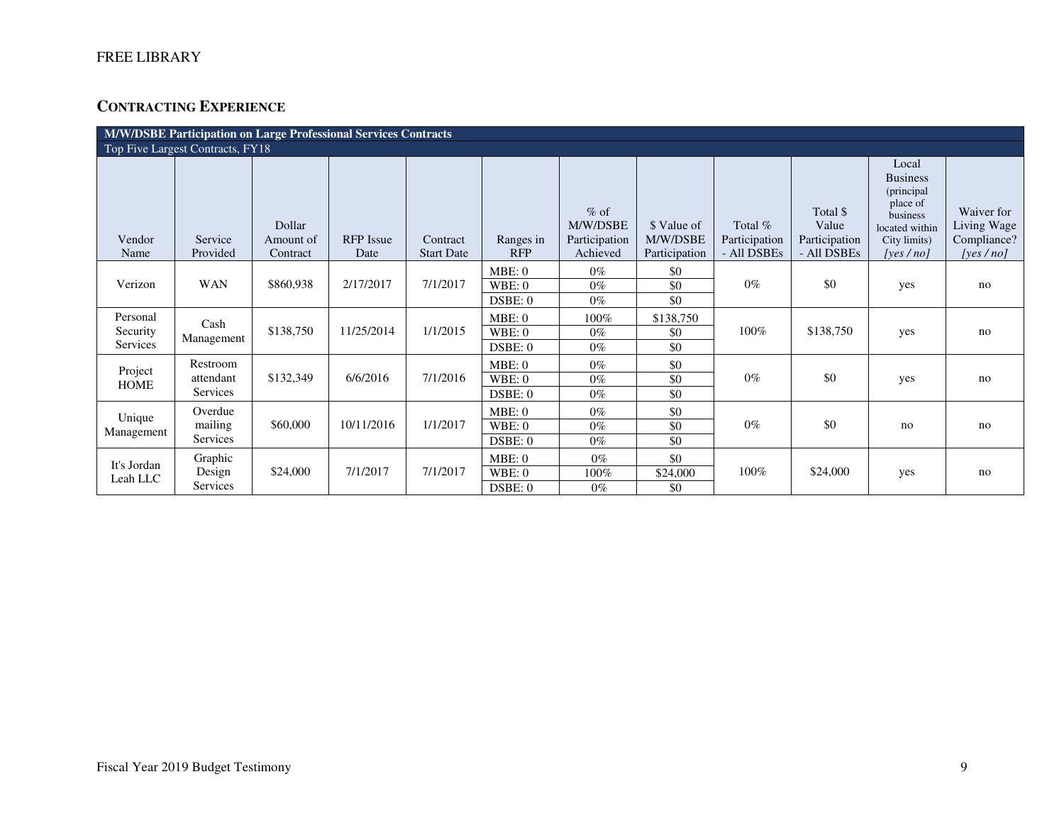FREE LIBRARY

## CONTRACTING EXPERIENCE

| M/W/DSBE Participation on Large Professional Services Contracts | | | | | | | | | | | |
|---|---|---|---|---|---|---|---|---|---|---|---|
| Top Five Largest Contracts, FY18 | | | | | | | | | | | |
| Vendor Name | Service Provided | Dollar Amount of Contract | RFP Issue Date | Contract Start Date | Ranges in RFP | % of M/W/DSBE Participation Achieved | $ Value of M/W/DSBE Participation | Total % Participation - All DSBEs | Total $ Value Participation - All DSBEs | Local Business (principal place of business located within City limits) [yes / no] | Waiver for Living Wage Compliance? [yes / no] |
| Verizon | WAN | $860,938 | 2/17/2017 | 7/1/2017 | MBE: 0 | 0% | $0 | 0% | $0 | yes | no |
| | | | | | WBE: 0 | 0% | $0 | | | | |
| | | | | | DSBE: 0 | 0% | $0 | | | | |
| Personal Security Services | Cash Management | $138,750 | 11/25/2014 | 1/1/2015 | MBE: 0 | 100% | $138,750 | 100% | $138,750 | yes | no |
| | | | | | WBE: 0 | 0% | $0 | | | | |
| | | | | | DSBE: 0 | 0% | $0 | | | | |
| Project HOME | Restroom attendant Services | $132,349 | 6/6/2016 | 7/1/2016 | MBE: 0 | 0% | $0 | 0% | $0 | yes | no |
| | | | | | WBE: 0 | 0% | $0 | | | | |
| | | | | | DSBE: 0 | 0% | $0 | | | | |
| Unique Management | Overdue mailing Services | $60,000 | 10/11/2016 | 1/1/2017 | MBE: 0 | 0% | $0 | 0% | $0 | no | no |
| | | | | | WBE: 0 | 0% | $0 | | | | |
| | | | | | DSBE: 0 | 0% | $0 | | | | |
| It's Jordan Leah LLC | Graphic Design Services | $24,000 | 7/1/2017 | 7/1/2017 | MBE: 0 | 0% | $0 | 100% | $24,000 | yes | no |
| | | | | | WBE: 0 | 100% | $24,000 | | | | |
| | | | | | DSBE: 0 | 0% | $0 | | | | |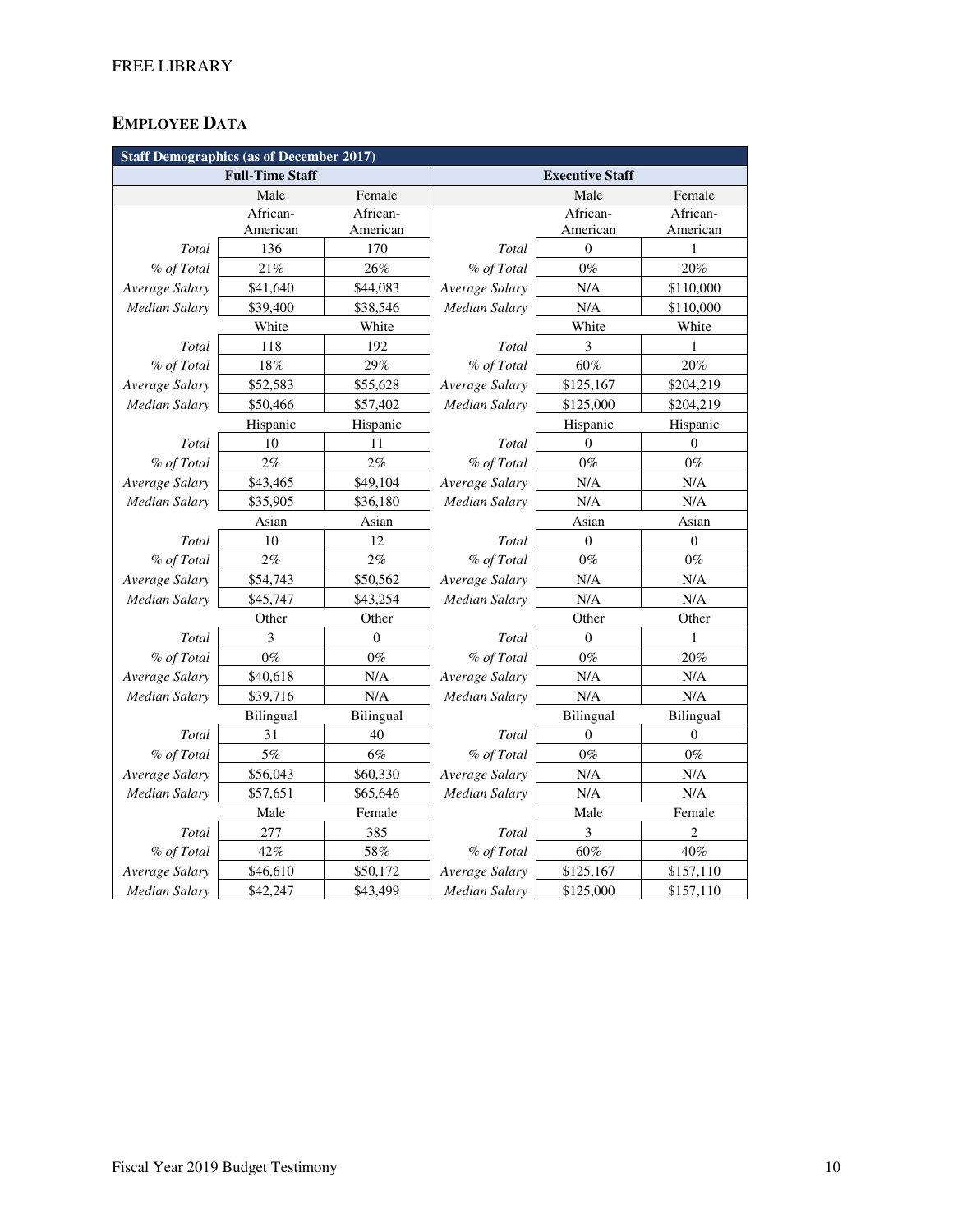## EMPLOYEE DATA

| Staff Demographics (as of December 2017) | | | | | |
|---|---|---|---|---|---|
| Full-Time Staff | | | Executive Staff | | |
| | Male | Female | | Male | Female |
| | African-American | African-American | | African-American | African-American |
| *Total* | 136 | 170 | *Total* | 0 | 1 |
| *% of Total* | 21% | 26% | *% of Total* | 0% | 20% |
| *Average Salary* | $41,640 | $44,083 | *Average Salary* | N/A | $110,000 |
| *Median Salary* | $39,400 | $38,546 | *Median Salary* | N/A | $110,000 |
| | White | White | | White | White |
| *Total* | 118 | 192 | *Total* | 3 | 1 |
| *% of Total* | 18% | 29% | *% of Total* | 60% | 20% |
| *Average Salary* | $52,583 | $55,628 | *Average Salary* | $125,167 | $204,219 |
| *Median Salary* | $50,466 | $57,402 | *Median Salary* | $125,000 | $204,219 |
| | Hispanic | Hispanic | | Hispanic | Hispanic |
| *Total* | 10 | 11 | *Total* | 0 | 0 |
| *% of Total* | 2% | 2% | *% of Total* | 0% | 0% |
| *Average Salary* | $43,465 | $49,104 | *Average Salary* | N/A | N/A |
| *Median Salary* | $35,905 | $36,180 | *Median Salary* | N/A | N/A |
| | Asian | Asian | | Asian | Asian |
| *Total* | 10 | 12 | *Total* | 0 | 0 |
| *% of Total* | 2% | 2% | *% of Total* | 0% | 0% |
| *Average Salary* | $54,743 | $50,562 | *Average Salary* | N/A | N/A |
| *Median Salary* | $45,747 | $43,254 | *Median Salary* | N/A | N/A |
| | Other | Other | | Other | Other |
| *Total* | 3 | 0 | *Total* | 0 | 1 |
| *% of Total* | 0% | 0% | *% of Total* | 0% | 20% |
| *Average Salary* | $40,618 | N/A | *Average Salary* | N/A | N/A |
| *Median Salary* | $39,716 | N/A | *Median Salary* | N/A | N/A |
| | Bilingual | Bilingual | | Bilingual | Bilingual |
| *Total* | 31 | 40 | *Total* | 0 | 0 |
| *% of Total* | 5% | 6% | *% of Total* | 0% | 0% |
| *Average Salary* | $56,043 | $60,330 | *Average Salary* | N/A | N/A |
| *Median Salary* | $57,651 | $65,646 | *Median Salary* | N/A | N/A |
| | Male | Female | | Male | Female |
| *Total* | 277 | 385 | *Total* | 3 | 2 |
| *% of Total* | 42% | 58% | *% of Total* | 60% | 40% |
| *Average Salary* | $46,610 | $50,172 | *Average Salary* | $125,167 | $157,110 |
| *Median Salary* | $42,247 | $43,499 | *Median Salary* | $125,000 | $157,110 |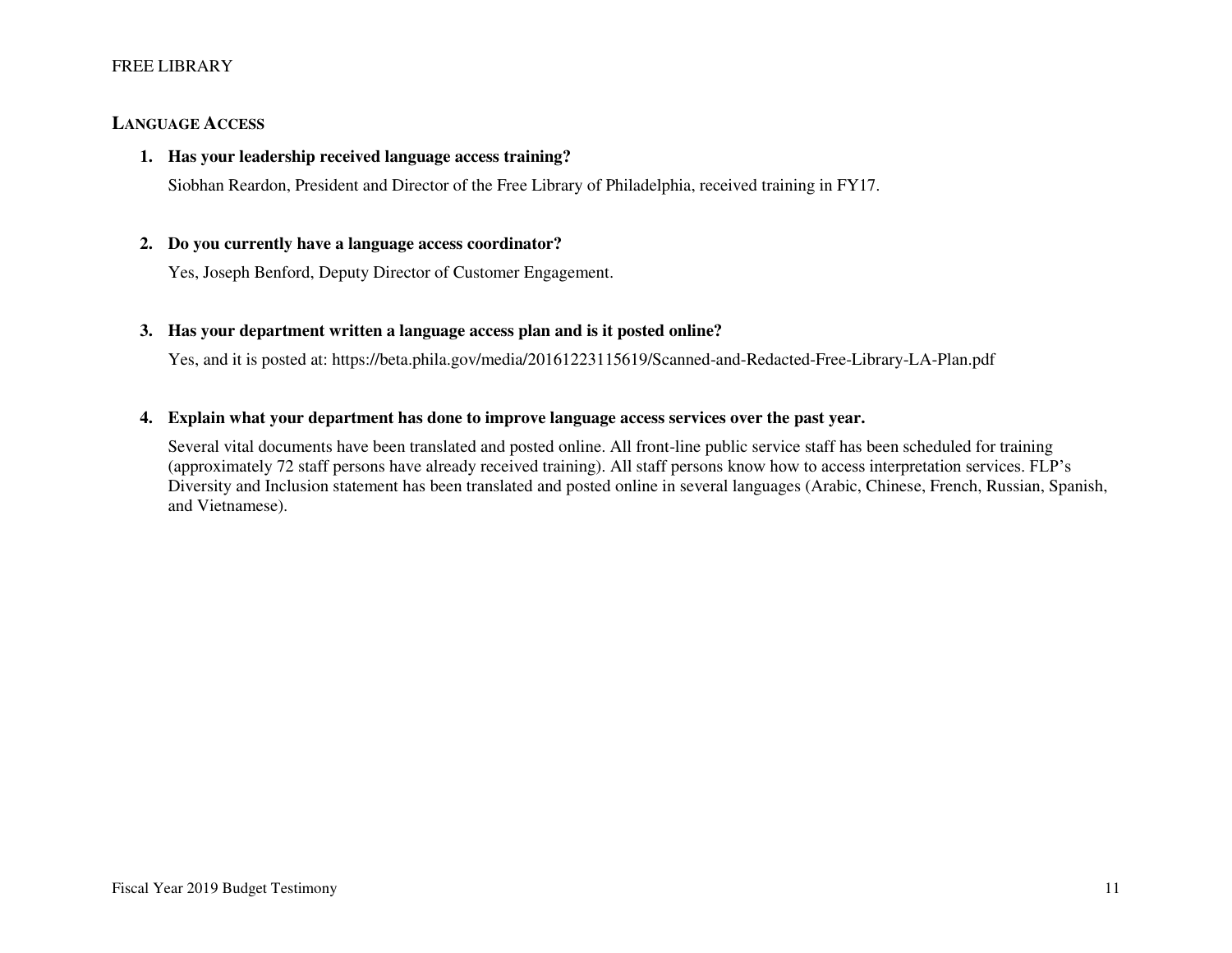## LANGUAGE ACCESS

1. **Has your leadership received language access training?**

   Siobhan Reardon, President and Director of the Free Library of Philadelphia, received training in FY17.

2. **Do you currently have a language access coordinator?**

   Yes, Joseph Benford, Deputy Director of Customer Engagement.

3. **Has your department written a language access plan and is it posted online?**

   Yes, and it is posted at: https://beta.phila.gov/media/20161223115619/Scanned-and-Redacted-Free-Library-LA-Plan.pdf

4. **Explain what your department has done to improve language access services over the past year.**

   Several vital documents have been translated and posted online. All front-line public service staff has been scheduled for training (approximately 72 staff persons have already received training). All staff persons know how to access interpretation services. FLP's Diversity and Inclusion statement has been translated and posted online in several languages (Arabic, Chinese, French, Russian, Spanish, and Vietnamese).